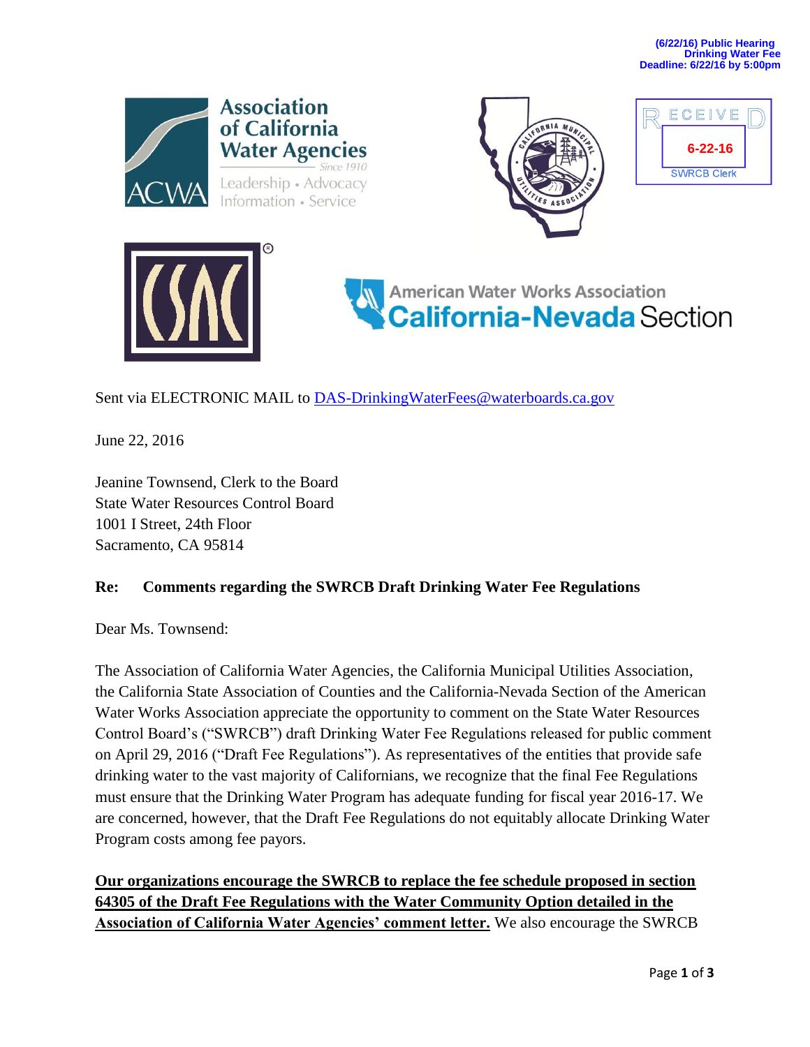(6/22/16) Public Hearing
Drinking Water Fee
Deadline: 6/22/16 by 5:00pm

Association of California Water Agencies
Since 1910
Leadership • Advocacy
Information • Service

RECEIVED
6-22-16
SWRCB Clerk

American Water Works Association
California-Nevada Section

Sent via ELECTRONIC MAIL to [DAS-DrinkingWaterFees@waterboards.ca.gov](mailto:DAS-DrinkingWaterFees@waterboards.ca.gov)

June 22, 2016

Jeanine Townsend, Clerk to the Board
State Water Resources Control Board
1001 I Street, 24th Floor
Sacramento, CA 95814

**Re: Comments regarding the SWRCB Draft Drinking Water Fee Regulations**

Dear Ms. Townsend:

The Association of California Water Agencies, the California Municipal Utilities Association, the California State Association of Counties and the California-Nevada Section of the American Water Works Association appreciate the opportunity to comment on the State Water Resources Control Board's ("SWRCB") draft Drinking Water Fee Regulations released for public comment on April 29, 2016 ("Draft Fee Regulations"). As representatives of the entities that provide safe drinking water to the vast majority of Californians, we recognize that the final Fee Regulations must ensure that the Drinking Water Program has adequate funding for fiscal year 2016-17. We are concerned, however, that the Draft Fee Regulations do not equitably allocate Drinking Water Program costs among fee payors.

**<u>Our organizations encourage the SWRCB to replace the fee schedule proposed in section 64305 of the Draft Fee Regulations with the Water Community Option detailed in the Association of California Water Agencies' comment letter.</u>** We also encourage the SWRCB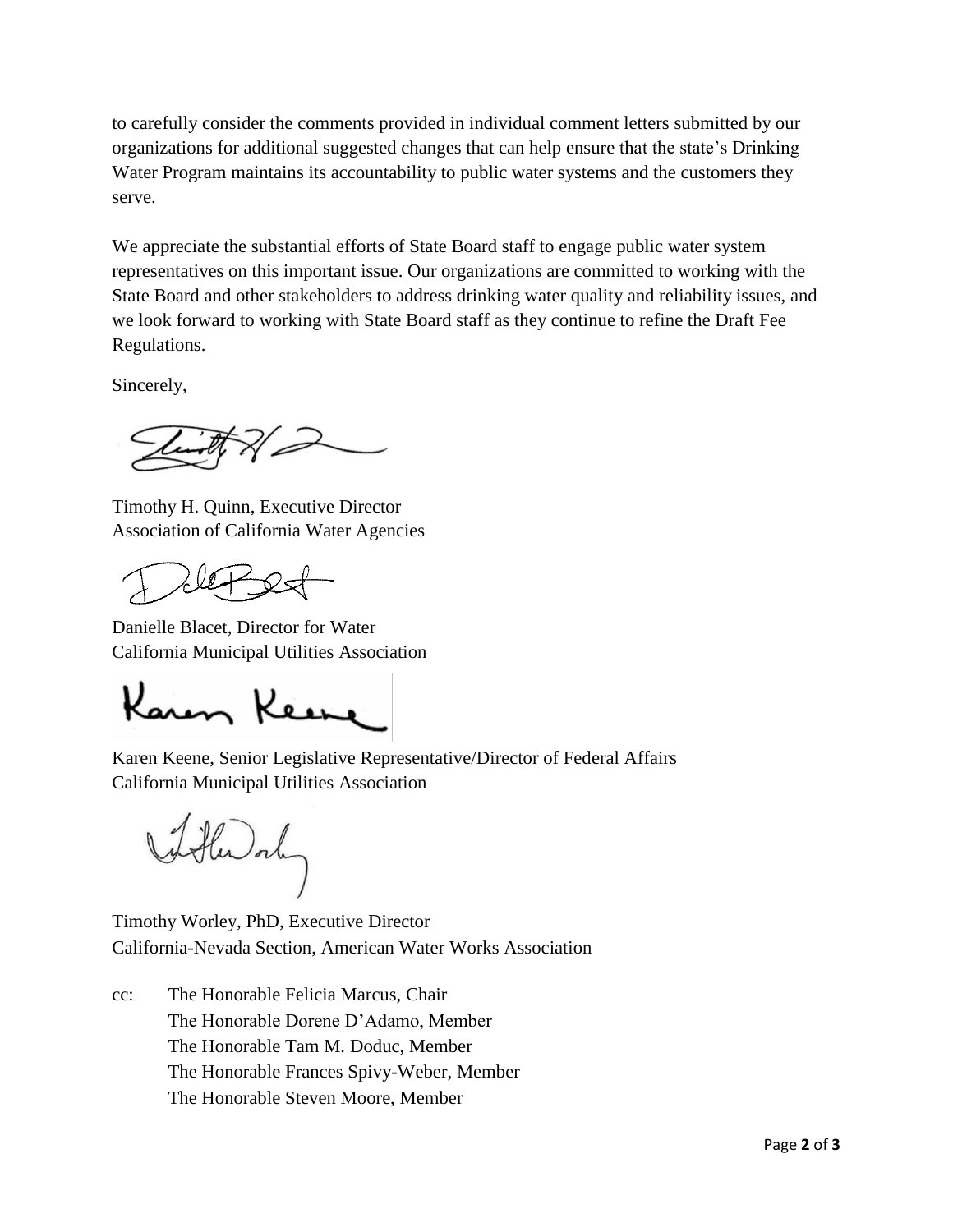to carefully consider the comments provided in individual comment letters submitted by our organizations for additional suggested changes that can help ensure that the state's Drinking Water Program maintains its accountability to public water systems and the customers they serve.

We appreciate the substantial efforts of State Board staff to engage public water system representatives on this important issue. Our organizations are committed to working with the State Board and other stakeholders to address drinking water quality and reliability issues, and we look forward to working with State Board staff as they continue to refine the Draft Fee Regulations.

Sincerely,

Timothy H. Quinn, Executive Director
Association of California Water Agencies

Danielle Blacet, Director for Water
California Municipal Utilities Association

Karen Keene, Senior Legislative Representative/Director of Federal Affairs
California Municipal Utilities Association

Timothy Worley, PhD, Executive Director
California-Nevada Section, American Water Works Association

cc: The Honorable Felicia Marcus, Chair
The Honorable Dorene D'Adamo, Member
The Honorable Tam M. Doduc, Member
The Honorable Frances Spivy-Weber, Member
The Honorable Steven Moore, Member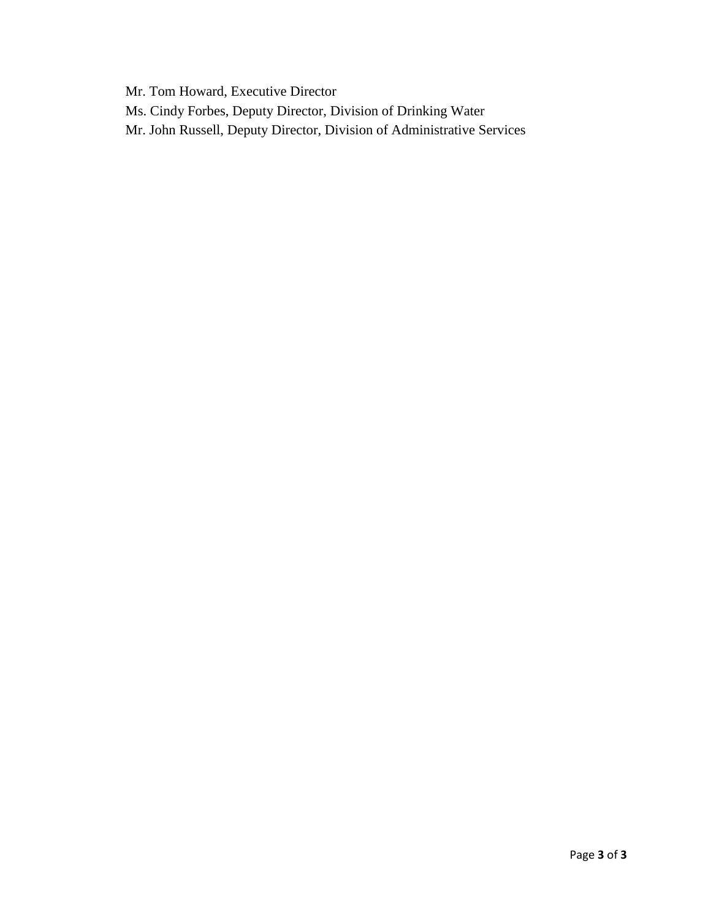Mr. Tom Howard, Executive Director

Ms. Cindy Forbes, Deputy Director, Division of Drinking Water

Mr. John Russell, Deputy Director, Division of Administrative Services